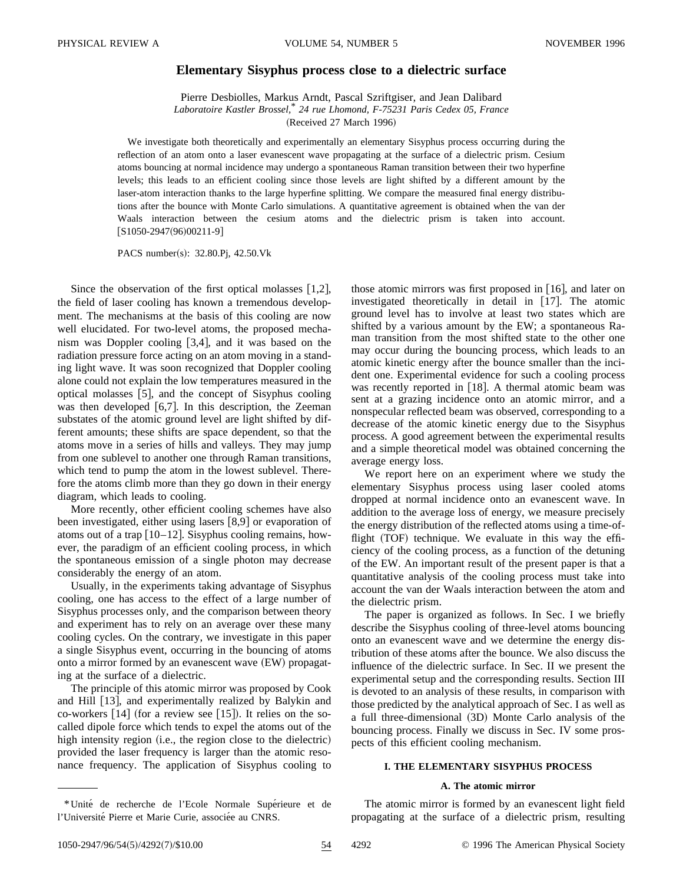# Elementary Sisyphus process close to a dielectric surface

Pierre Desbiolles, Markus Arndt, Pascal Szriftgiser, and Jean Dalibard

*Laboratoire Kastler Brossel,\* 24 rue Lhomond, F-75231 Paris Cedex 05, France*

(Received 27 March 1996)

We investigate both theoretically and experimentally an elementary Sisyphus process occurring during the reflection of an atom onto a laser evanescent wave propagating at the surface of a dielectric prism. Cesium atoms bouncing at normal incidence may undergo a spontaneous Raman transition between their two hyperfine levels; this leads to an efficient cooling since those levels are light shifted by a different amount by the laser-atom interaction thanks to the large hyperfine splitting. We compare the measured final energy distributions after the bounce with Monte Carlo simulations. A quantitative agreement is obtained when the van der Waals interaction between the cesium atoms and the dielectric prism is taken into account. [S1050-2947(96)00211-9]

PACS number(s): 32.80.Pj, 42.50.Vk

Since the observation of the first optical molasses [1,2], the field of laser cooling has known a tremendous development. The mechanisms at the basis of this cooling are now well elucidated. For two-level atoms, the proposed mechanism was Doppler cooling [3,4], and it was based on the radiation pressure force acting on an atom moving in a standing light wave. It was soon recognized that Doppler cooling alone could not explain the low temperatures measured in the optical molasses [5], and the concept of Sisyphus cooling was then developed [6,7]. In this description, the Zeeman substates of the atomic ground level are light shifted by different amounts; these shifts are space dependent, so that the atoms move in a series of hills and valleys. They may jump from one sublevel to another one through Raman transitions, which tend to pump the atom in the lowest sublevel. Therefore the atoms climb more than they go down in their energy diagram, which leads to cooling.

More recently, other efficient cooling schemes have also been investigated, either using lasers [8,9] or evaporation of atoms out of a trap [10–12]. Sisyphus cooling remains, however, the paradigm of an efficient cooling process, in which the spontaneous emission of a single photon may decrease considerably the energy of an atom.

Usually, in the experiments taking advantage of Sisyphus cooling, one has access to the effect of a large number of Sisyphus processes only, and the comparison between theory and experiment has to rely on an average over these many cooling cycles. On the contrary, we investigate in this paper a single Sisyphus event, occurring in the bouncing of atoms onto a mirror formed by an evanescent wave (EW) propagating at the surface of a dielectric.

The principle of this atomic mirror was proposed by Cook and Hill [13], and experimentally realized by Balykin and co-workers [14] (for a review see [15]). It relies on the so-called dipole force which tends to expel the atoms out of the high intensity region (i.e., the region close to the dielectric) provided the laser frequency is larger than the atomic resonance frequency. The application of Sisyphus cooling to those atomic mirrors was first proposed in [16], and later on investigated theoretically in detail in [17]. The atomic ground level has to involve at least two states which are shifted by a various amount by the EW; a spontaneous Raman transition from the most shifted state to the other one may occur during the bouncing process, which leads to an atomic kinetic energy after the bounce smaller than the incident one. Experimental evidence for such a cooling process was recently reported in [18]. A thermal atomic beam was sent at a grazing incidence onto an atomic mirror, and a nonspecular reflected beam was observed, corresponding to a decrease of the atomic kinetic energy due to the Sisyphus process. A good agreement between the experimental results and a simple theoretical model was obtained concerning the average energy loss.

We report here on an experiment where we study the elementary Sisyphus process using laser cooled atoms dropped at normal incidence onto an evanescent wave. In addition to the average loss of energy, we measure precisely the energy distribution of the reflected atoms using a time-of-flight (TOF) technique. We evaluate in this way the efficiency of the cooling process, as a function of the detuning of the EW. An important result of the present paper is that a quantitative analysis of the cooling process must take into account the van der Waals interaction between the atom and the dielectric prism.

The paper is organized as follows. In Sec. I we briefly describe the Sisyphus cooling of three-level atoms bouncing onto an evanescent wave and we determine the energy distribution of these atoms after the bounce. We also discuss the influence of the dielectric surface. In Sec. II we present the experimental setup and the corresponding results. Section III is devoted to an analysis of these results, in comparison with those predicted by the analytical approach of Sec. I as well as a full three-dimensional (3D) Monte Carlo analysis of the bouncing process. Finally we discuss in Sec. IV some prospects of this efficient cooling mechanism.

## I. THE ELEMENTARY SISYPHUS PROCESS

### A. The atomic mirror

The atomic mirror is formed by an evanescent light field propagating at the surface of a dielectric prism, resulting

---

\*Unité de recherche de l'Ecole Normale Supérieure et de l'Université Pierre et Marie Curie, associée au CNRS.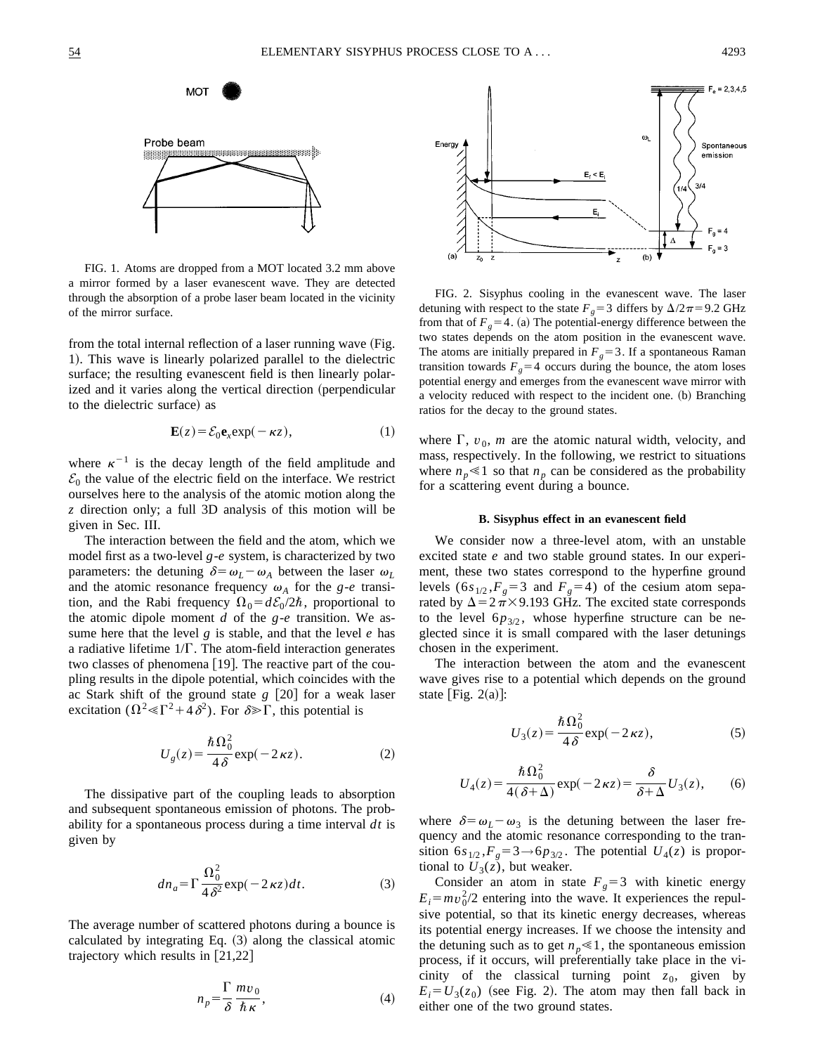MOT

Probe beam

FIG. 1. Atoms are dropped from a MOT located 3.2 mm above a mirror formed by a laser evanescent wave. They are detected through the absorption of a probe laser beam located in the vicinity of the mirror surface.

from the total internal reflection of a laser running wave (Fig. 1). This wave is linearly polarized parallel to the dielectric surface; the resulting evanescent field is then linearly polarized and it varies along the vertical direction (perpendicular to the dielectric surface) as

$$\mathbf{E}(z)=\mathcal{E}_0\mathbf{e}_x\exp(-\kappa z), \tag{1}$$

where $\kappa^{-1}$ is the decay length of the field amplitude and $\mathcal{E}_0$ the value of the electric field on the interface. We restrict ourselves here to the analysis of the atomic motion along the $z$ direction only; a full 3D analysis of this motion will be given in Sec. III.

The interaction between the field and the atom, which we model first as a two-level $g$-$e$ system, is characterized by two parameters: the detuning $\delta=\omega_L-\omega_A$ between the laser $\omega_L$ and the atomic resonance frequency $\omega_A$ for the $g$-$e$ transition, and the Rabi frequency $\Omega_0=d\mathcal{E}_0/2\hbar$, proportional to the atomic dipole moment $d$ of the $g$-$e$ transition. We assume here that the level $g$ is stable, and that the level $e$ has a radiative lifetime $1/\Gamma$. The atom-field interaction generates two classes of phenomena [19]. The reactive part of the coupling results in the dipole potential, which coincides with the ac Stark shift of the ground state $g$ [20] for a weak laser excitation ($\Omega^2\ll\Gamma^2+4\delta^2$). For $\delta\gg\Gamma$, this potential is

$$U_g(z)=\frac{\hbar\Omega_0^2}{4\delta}\exp(-2\kappa z). \tag{2}$$

The dissipative part of the coupling leads to absorption and subsequent spontaneous emission of photons. The probability for a spontaneous process during a time interval $dt$ is given by

$$dn_a=\Gamma\frac{\Omega_0^2}{4\delta^2}\exp(-2\kappa z)dt. \tag{3}$$

The average number of scattered photons during a bounce is calculated by integrating Eq. (3) along the classical atomic trajectory which results in [21,22]

$$n_p=\frac{\Gamma}{\delta}\frac{mv_0}{\hbar\kappa}, \tag{4}$$

Energy

$E_f < E_i$

$E_i$

$z_0$ $z$ $z$

(a) (b)

$F_e = 2,3,4,5$

$\omega_L$

Spontaneous emission

1/4 3/4

$F_g = 4$

$\Delta$

$F_g = 3$

FIG. 2. Sisyphus cooling in the evanescent wave. The laser detuning with respect to the state $F_g=3$ differs by $\Delta/2\pi=9.2$ GHz from that of $F_g=4$. (a) The potential-energy difference between the two states depends on the atom position in the evanescent wave. The atoms are initially prepared in $F_g=3$. If a spontaneous Raman transition towards $F_g=4$ occurs during the bounce, the atom loses potential energy and emerges from the evanescent wave mirror with a velocity reduced with respect to the incident one. (b) Branching ratios for the decay to the ground states.

where $\Gamma$, $v_0$, $m$ are the atomic natural width, velocity, and mass, respectively. In the following, we restrict to situations where $n_p\ll1$ so that $n_p$ can be considered as the probability for a scattering event during a bounce.

### B. Sisyphus effect in an evanescent field

We consider now a three-level atom, with an unstable excited state $e$ and two stable ground states. In our experiment, these two states correspond to the hyperfine ground levels ($6s_{1/2},F_g=3$ and $F_g=4$) of the cesium atom separated by $\Delta=2\pi\times9.193$ GHz. The excited state corresponds to the level $6p_{3/2}$, whose hyperfine structure can be neglected since it is small compared with the laser detunings chosen in the experiment.

The interaction between the atom and the evanescent wave gives rise to a potential which depends on the ground state [Fig. 2(a)]:

$$U_3(z)=\frac{\hbar\Omega_0^2}{4\delta}\exp(-2\kappa z), \tag{5}$$

$$U_4(z)=\frac{\hbar\Omega_0^2}{4(\delta+\Delta)}\exp(-2\kappa z)=\frac{\delta}{\delta+\Delta}U_3(z), \tag{6}$$

where $\delta=\omega_L-\omega_3$ is the detuning between the laser frequency and the atomic resonance corresponding to the transition $6s_{1/2},F_g=3\rightarrow6p_{3/2}$. The potential $U_4(z)$ is proportional to $U_3(z)$, but weaker.

Consider an atom in state $F_g=3$ with kinetic energy $E_i=mv_0^2/2$ entering into the wave. It experiences the repulsive potential, so that its kinetic energy decreases, whereas its potential energy increases. If we choose the intensity and the detuning such as to get $n_p\ll1$, the spontaneous emission process, if it occurs, will preferentially take place in the vicinity of the classical turning point $z_0$, given by $E_i=U_3(z_0)$ (see Fig. 2). The atom may then fall back in either one of the two ground states.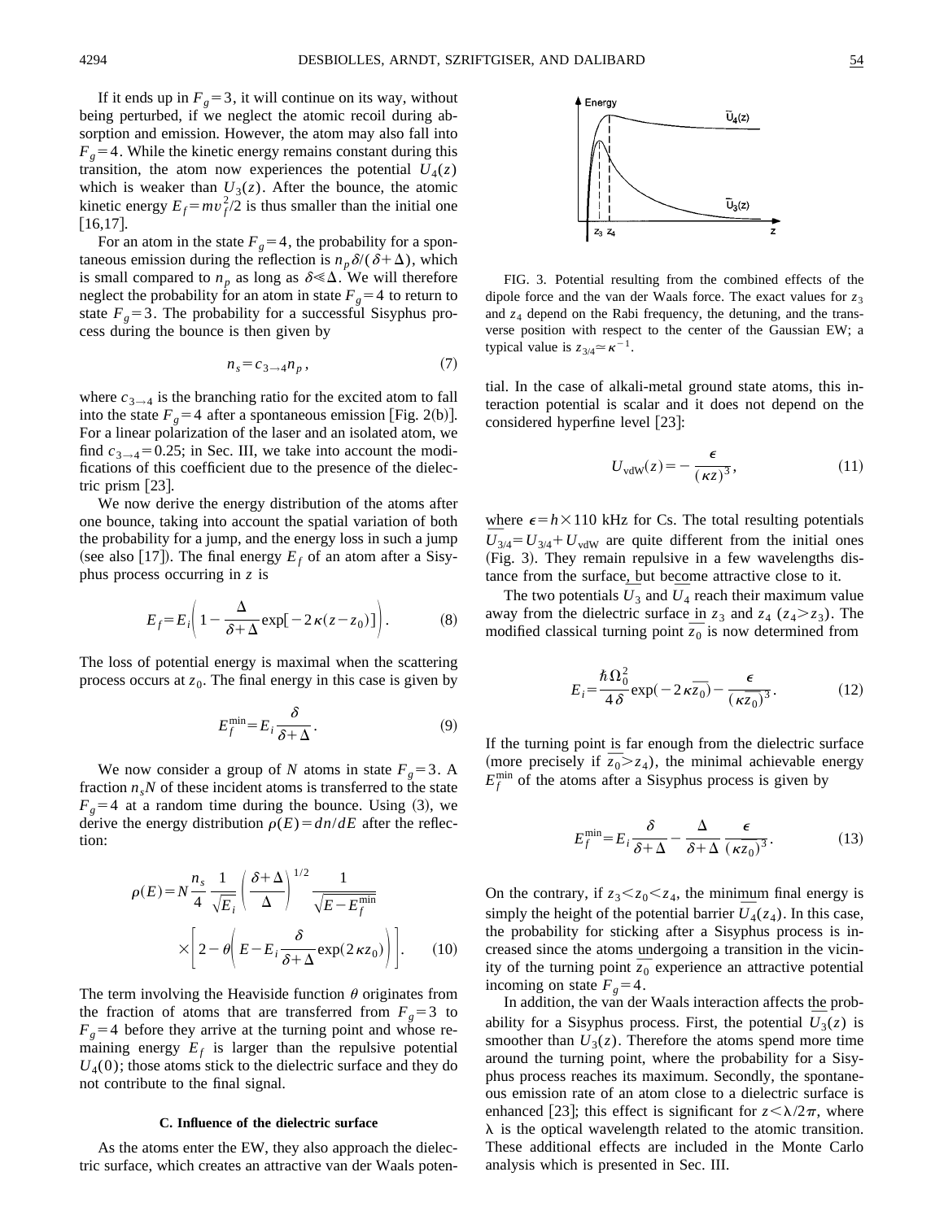If it ends up in $F_g=3$, it will continue on its way, without being perturbed, if we neglect the atomic recoil during absorption and emission. However, the atom may also fall into $F_g=4$. While the kinetic energy remains constant during this transition, the atom now experiences the potential $U_4(z)$ which is weaker than $U_3(z)$. After the bounce, the atomic kinetic energy $E_f=mv_f^2/2$ is thus smaller than the initial one [16,17].

For an atom in the state $F_g=4$, the probability for a spontaneous emission during the reflection is $n_p\delta/(\delta+\Delta)$, which is small compared to $n_p$ as long as $\delta \ll \Delta$. We will therefore neglect the probability for an atom in state $F_g=4$ to return to state $F_g=3$. The probability for a successful Sisyphus process during the bounce is then given by

$$n_s = c_{3\to 4} n_p, \tag{7}$$

where $c_{3\to 4}$ is the branching ratio for the excited atom to fall into the state $F_g=4$ after a spontaneous emission [Fig. 2(b)]. For a linear polarization of the laser and an isolated atom, we find $c_{3\to 4}=0.25$; in Sec. III, we take into account the modifications of this coefficient due to the presence of the dielectric prism [23].

We now derive the energy distribution of the atoms after one bounce, taking into account the spatial variation of both the probability for a jump, and the energy loss in such a jump (see also [17]). The final energy $E_f$ of an atom after a Sisyphus process occurring in $z$ is

$$E_f = E_i\left(1-\frac{\Delta}{\delta+\Delta}\exp[-2\kappa(z-z_0)]\right). \tag{8}$$

The loss of potential energy is maximal when the scattering process occurs at $z_0$. The final energy in this case is given by

$$E_f^{\min} = E_i\frac{\delta}{\delta+\Delta}. \tag{9}$$

We now consider a group of $N$ atoms in state $F_g=3$. A fraction $n_sN$ of these incident atoms is transferred to the state $F_g=4$ at a random time during the bounce. Using (3), we derive the energy distribution $\rho(E)=dn/dE$ after the reflection:

$$\rho(E) = N\frac{n_s}{4}\frac{1}{\sqrt{E_i}}\left(\frac{\delta+\Delta}{\Delta}\right)^{1/2}\frac{1}{\sqrt{E-E_f^{\min}}} \times\left[2-\theta\left(E-E_i\frac{\delta}{\delta+\Delta}\exp(2\kappa z_0)\right)\right]. \tag{10}$$

The term involving the Heaviside function $\theta$ originates from the fraction of atoms that are transferred from $F_g=3$ to $F_g=4$ before they arrive at the turning point and whose remaining energy $E_f$ is larger than the repulsive potential $U_4(0)$; those atoms stick to the dielectric surface and they do not contribute to the final signal.

### C. Influence of the dielectric surface

As the atoms enter the EW, they also approach the dielectric surface, which creates an attractive van der Waals potential. In the case of alkali-metal ground state atoms, this interaction potential is scalar and it does not depend on the considered hyperfine level [23]:

$$U_{\mathrm{vdW}}(z) = -\frac{\epsilon}{(\kappa z)^3}, \tag{11}$$

where $\epsilon = h\times 110$ kHz for Cs. The total resulting potentials $\overline{U}_{3/4}=U_{3/4}+U_{\mathrm{vdW}}$ are quite different from the initial ones (Fig. 3). They remain repulsive in a few wavelengths distance from the surface, but become attractive close to it.

Energy
$\overline{U}_4(z)$
$\overline{U}_3(z)$
$z_3$ $z_4$
z

FIG. 3. Potential resulting from the combined effects of the dipole force and the van der Waals force. The exact values for $z_3$ and $z_4$ depend on the Rabi frequency, the detuning, and the transverse position with respect to the center of the Gaussian EW; a typical value is $z_{3/4}\simeq\kappa^{-1}$.

The two potentials $\overline{U}_3$ and $\overline{U}_4$ reach their maximum value away from the dielectric surface in $z_3$ and $z_4$ ($z_4>z_3$). The modified classical turning point $\overline{z_0}$ is now determined from

$$E_i = \frac{\hbar\Omega_0^2}{4\delta}\exp(-2\kappa\overline{z_0}) - \frac{\epsilon}{(\kappa\overline{z_0})^3}. \tag{12}$$

If the turning point is far enough from the dielectric surface (more precisely if $\overline{z_0}>z_4$), the minimal achievable energy $E_f^{\min}$ of the atoms after a Sisyphus process is given by

$$E_f^{\min} = E_i\frac{\delta}{\delta+\Delta} - \frac{\Delta}{\delta+\Delta}\frac{\epsilon}{(\kappa\overline{z_0})^3}. \tag{13}$$

On the contrary, if $z_3<\overline{z_0}<z_4$, the minimum final energy is simply the height of the potential barrier $\overline{U}_4(z_4)$. In this case, the probability for sticking after a Sisyphus process is increased since the atoms undergoing a transition in the vicinity of the turning point $\overline{z_0}$ experience an attractive potential incoming on state $F_g=4$.

In addition, the van der Waals interaction affects the probability for a Sisyphus process. First, the potential $\overline{U}_3(z)$ is smoother than $U_3(z)$. Therefore the atoms spend more time around the turning point, where the probability for a Sisyphus process reaches its maximum. Secondly, the spontaneous emission rate of an atom close to a dielectric surface is enhanced [23]; this effect is significant for $z<\lambda/2\pi$, where $\lambda$ is the optical wavelength related to the atomic transition. These additional effects are included in the Monte Carlo analysis which is presented in Sec. III.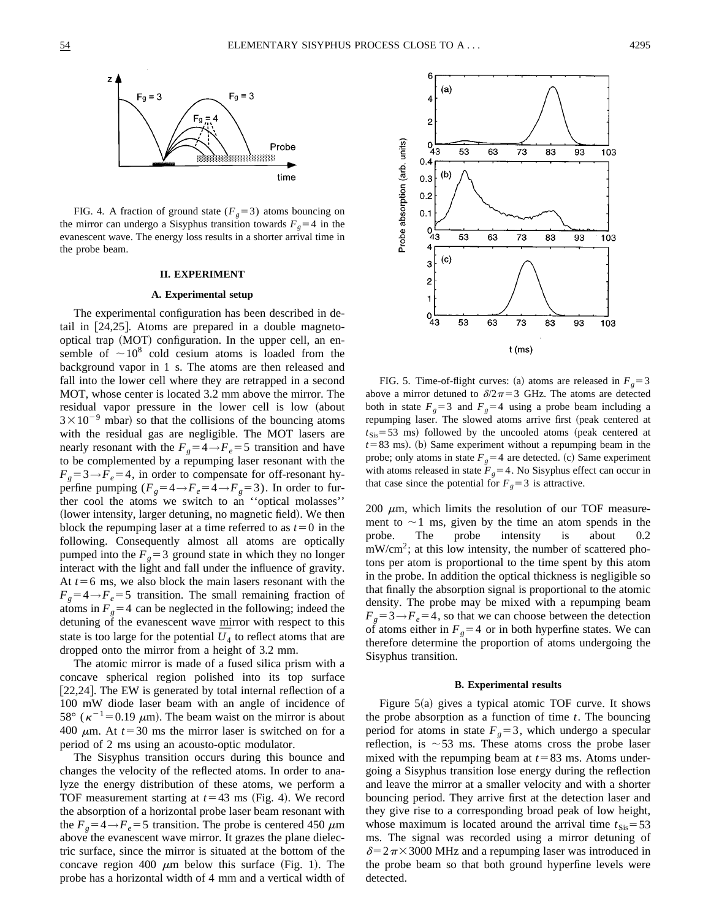z

$F_g = 3$

$F_g = 3$

$F_g = 4$

Probe

time

FIG. 4. A fraction of ground state ($F_g = 3$) atoms bouncing on the mirror can undergo a Sisyphus transition towards $F_g = 4$ in the evanescent wave. The energy loss results in a shorter arrival time in the probe beam.

## II. EXPERIMENT

### A. Experimental setup

The experimental configuration has been described in detail in [24,25]. Atoms are prepared in a double magneto-optical trap (MOT) configuration. In the upper cell, an ensemble of $\sim 10^8$ cold cesium atoms is loaded from the background vapor in 1 s. The atoms are then released and fall into the lower cell where they are retrapped in a second MOT, whose center is located 3.2 mm above the mirror. The residual vapor pressure in the lower cell is low (about $3 \times 10^{-9}$ mbar) so that the collisions of the bouncing atoms with the residual gas are negligible. The MOT lasers are nearly resonant with the $F_g = 4 \to F_e = 5$ transition and have to be complemented by a repumping laser resonant with the $F_g = 3 \to F_e = 4$, in order to compensate for off-resonant hyperfine pumping ($F_g = 4 \to F_e = 4 \to F_g = 3$). In order to further cool the atoms we switch to an ''optical molasses'' (lower intensity, larger detuning, no magnetic field). We then block the repumping laser at a time referred to as $t = 0$ in the following. Consequently almost all atoms are optically pumped into the $F_g = 3$ ground state in which they no longer interact with the light and fall under the influence of gravity. At $t = 6$ ms, we also block the main lasers resonant with the $F_g = 4 \to F_e = 5$ transition. The small remaining fraction of atoms in $F_g = 4$ can be neglected in the following; indeed the detuning of the evanescent wave mirror with respect to this state is too large for the potential $U_4$ to reflect atoms that are dropped onto the mirror from a height of 3.2 mm.

The atomic mirror is made of a fused silica prism with a concave spherical region polished into its top surface [22,24]. The EW is generated by total internal reflection of a 100 mW diode laser beam with an angle of incidence of 58° ($\kappa^{-1} = 0.19$ $\mu$m). The beam waist on the mirror is about 400 $\mu$m. At $t = 30$ ms the mirror laser is switched on for a period of 2 ms using an acousto-optic modulator.

The Sisyphus transition occurs during this bounce and changes the velocity of the reflected atoms. In order to analyze the energy distribution of these atoms, we perform a TOF measurement starting at $t = 43$ ms (Fig. 4). We record the absorption of a horizontal probe laser beam resonant with the $F_g = 4 \to F_e = 5$ transition. The probe is centered 450 $\mu$m above the evanescent wave mirror. It grazes the plane dielectric surface, since the mirror is situated at the bottom of the concave region 400 $\mu$m below this surface (Fig. 1). The probe has a horizontal width of 4 mm and a vertical width of

Probe absorption (arb. units)

(a) 0 2 4 6

(b) 0 0.1 0.2 0.3 0.4

(c) 0 1 2 3 4

43 53 63 73 83 93 103

t (ms)

FIG. 5. Time-of-flight curves: (a) atoms are released in $F_g = 3$ above a mirror detuned to $\delta/2\pi = 3$ GHz. The atoms are detected both in state $F_g = 3$ and $F_g = 4$ using a probe beam including a repumping laser. The slowed atoms arrive first (peak centered at $t_{\rm Sis} = 53$ ms) followed by the uncooled atoms (peak centered at $t = 83$ ms). (b) Same experiment without a repumping beam in the probe; only atoms in state $F_g = 4$ are detected. (c) Same experiment with atoms released in state $F_g = 4$. No Sisyphus effect can occur in that case since the potential for $F_g = 3$ is attractive.

200 $\mu$m, which limits the resolution of our TOF measurement to $\sim 1$ ms, given by the time an atom spends in the probe. The probe intensity is about 0.2 mW/cm$^2$; at this low intensity, the number of scattered photons per atom is proportional to the time spent by this atom in the probe. In addition the optical thickness is negligible so that finally the absorption signal is proportional to the atomic density. The probe may be mixed with a repumping beam $F_g = 3 \to F_e = 4$, so that we can choose between the detection of atoms either in $F_g = 4$ or in both hyperfine states. We can therefore determine the proportion of atoms undergoing the Sisyphus transition.

### B. Experimental results

Figure 5(a) gives a typical atomic TOF curve. It shows the probe absorption as a function of time $t$. The bouncing period for atoms in state $F_g = 3$, which undergo a specular reflection, is $\sim 53$ ms. These atoms cross the probe laser mixed with the repumping beam at $t = 83$ ms. Atoms undergoing a Sisyphus transition lose energy during the reflection and leave the mirror at a smaller velocity and with a shorter bouncing period. They arrive first at the detection laser and they give rise to a corresponding broad peak of low height, whose maximum is located around the arrival time $t_{\rm Sis} = 53$ ms. The signal was recorded using a mirror detuning of $\delta = 2\pi \times 3000$ MHz and a repumping laser was introduced in the probe beam so that both ground hyperfine levels were detected.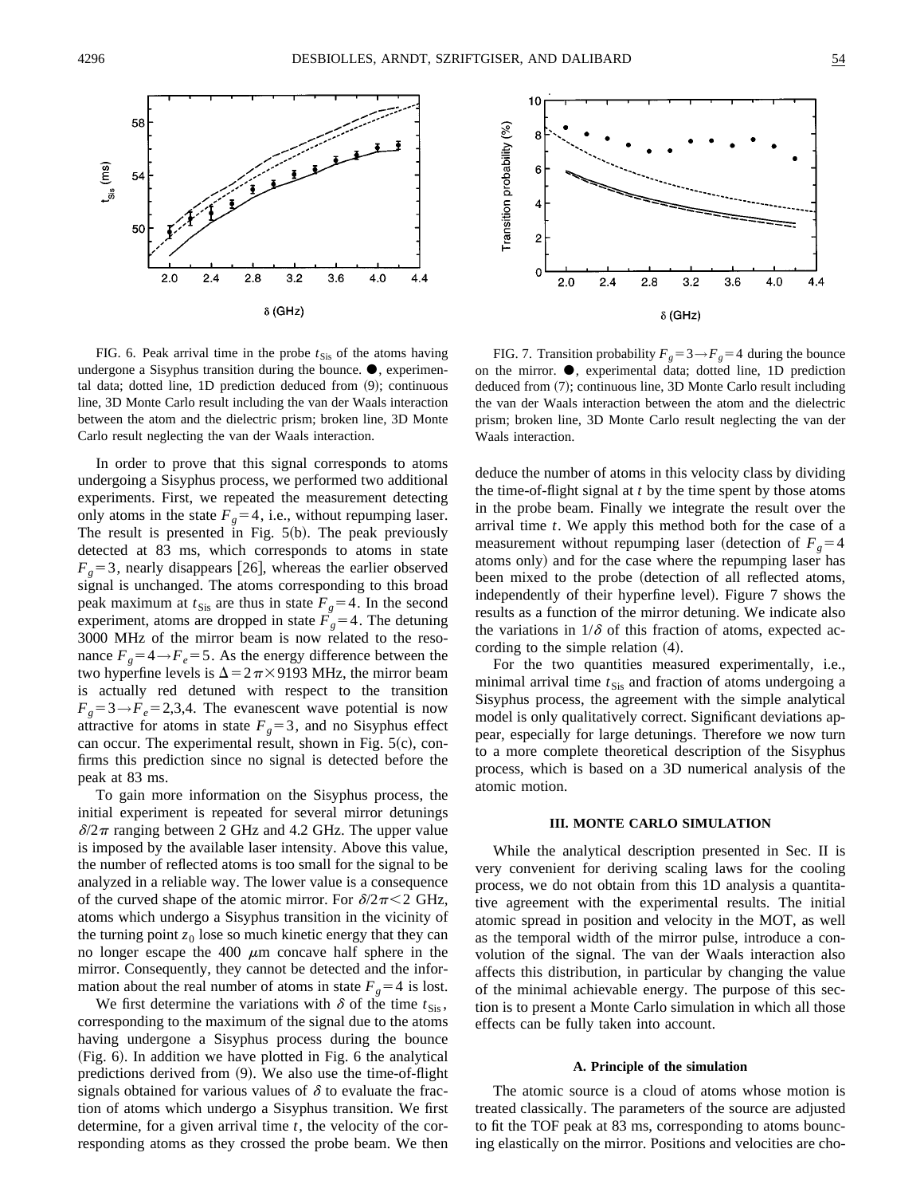58

54

50

$t_{Sis}$ (ms)

2.0 2.4 2.8 3.2 3.6 4.0 4.4

δ (GHz)

FIG. 6. Peak arrival time in the probe $t_{Sis}$ of the atoms having undergone a Sisyphus transition during the bounce. ●, experimental data; dotted line, 1D prediction deduced from (9); continuous line, 3D Monte Carlo result including the van der Waals interaction between the atom and the dielectric prism; broken line, 3D Monte Carlo result neglecting the van der Waals interaction.

10

8

6

4

2

0

Transition probability (%)

2.0 2.4 2.8 3.2 3.6 4.0 4.4

δ (GHz)

FIG. 7. Transition probability $F_g=3 \rightarrow F_g=4$ during the bounce on the mirror. ●, experimental data; dotted line, 1D prediction deduced from (7); continuous line, 3D Monte Carlo result including the van der Waals interaction between the atom and the dielectric prism; broken line, 3D Monte Carlo result neglecting the van der Waals interaction.

In order to prove that this signal corresponds to atoms undergoing a Sisyphus process, we performed two additional experiments. First, we repeated the measurement detecting only atoms in the state $F_g=4$, i.e., without repumping laser. The result is presented in Fig. 5(b). The peak previously detected at 83 ms, which corresponds to atoms in state $F_g=3$, nearly disappears [26], whereas the earlier observed signal is unchanged. The atoms corresponding to this broad peak maximum at $t_{Sis}$ are thus in state $F_g=4$. In the second experiment, atoms are dropped in state $F_g=4$. The detuning 3000 MHz of the mirror beam is now related to the resonance $F_g=4 \rightarrow F_e=5$. As the energy difference between the two hyperfine levels is $\Delta = 2\pi \times 9193$ MHz, the mirror beam is actually red detuned with respect to the transition $F_g=3 \rightarrow F_e=2,3,4$. The evanescent wave potential is now attractive for atoms in state $F_g=3$, and no Sisyphus effect can occur. The experimental result, shown in Fig. 5(c), confirms this prediction since no signal is detected before the peak at 83 ms.

To gain more information on the Sisyphus process, the initial experiment is repeated for several mirror detunings $\delta/2\pi$ ranging between 2 GHz and 4.2 GHz. The upper value is imposed by the available laser intensity. Above this value, the number of reflected atoms is too small for the signal to be analyzed in a reliable way. The lower value is a consequence of the curved shape of the atomic mirror. For $\delta/2\pi < 2$ GHz, atoms which undergo a Sisyphus transition in the vicinity of the turning point $z_0$ lose so much kinetic energy that they can no longer escape the 400 $\mu$m concave half sphere in the mirror. Consequently, they cannot be detected and the information about the real number of atoms in state $F_g=4$ is lost.

We first determine the variations with $\delta$ of the time $t_{Sis}$, corresponding to the maximum of the signal due to the atoms having undergone a Sisyphus process during the bounce (Fig. 6). In addition we have plotted in Fig. 6 the analytical predictions derived from (9). We also use the time-of-flight signals obtained for various values of $\delta$ to evaluate the fraction of atoms which undergo a Sisyphus transition. We first determine, for a given arrival time $t$, the velocity of the corresponding atoms as they crossed the probe beam. We then deduce the number of atoms in this velocity class by dividing the time-of-flight signal at $t$ by the time spent by those atoms in the probe beam. Finally we integrate the result over the arrival time $t$. We apply this method both for the case of a measurement without repumping laser (detection of $F_g=4$ atoms only) and for the case where the repumping laser has been mixed to the probe (detection of all reflected atoms, independently of their hyperfine level). Figure 7 shows the results as a function of the mirror detuning. We indicate also the variations in $1/\delta$ of this fraction of atoms, expected according to the simple relation (4).

For the two quantities measured experimentally, i.e., minimal arrival time $t_{Sis}$ and fraction of atoms undergoing a Sisyphus process, the agreement with the simple analytical model is only qualitatively correct. Significant deviations appear, especially for large detunings. Therefore we now turn to a more complete theoretical description of the Sisyphus process, which is based on a 3D numerical analysis of the atomic motion.

## III. MONTE CARLO SIMULATION

While the analytical description presented in Sec. II is very convenient for deriving scaling laws for the cooling process, we do not obtain from this 1D analysis a quantitative agreement with the experimental results. The initial atomic spread in position and velocity in the MOT, as well as the temporal width of the mirror pulse, introduce a convolution of the signal. The van der Waals interaction also affects this distribution, in particular by changing the value of the minimal achievable energy. The purpose of this section is to present a Monte Carlo simulation in which all those effects can be fully taken into account.

### A. Principle of the simulation

The atomic source is a cloud of atoms whose motion is treated classically. The parameters of the source are adjusted to fit the TOF peak at 83 ms, corresponding to atoms bouncing elastically on the mirror. Positions and velocities are cho-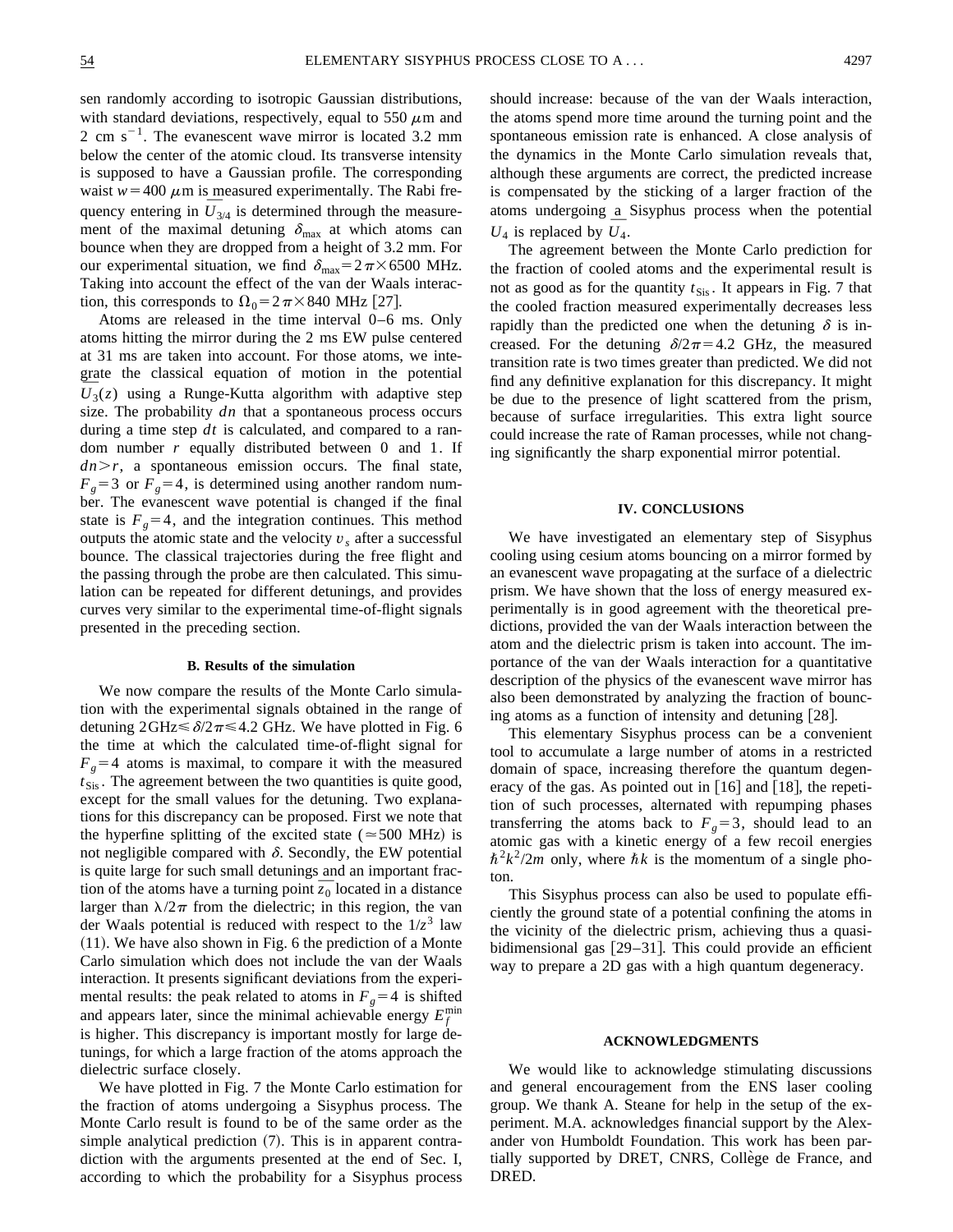sen randomly according to isotropic Gaussian distributions, with standard deviations, respectively, equal to 550 $\mu$m and 2 cm $s^{-1}$. The evanescent wave mirror is located 3.2 mm below the center of the atomic cloud. Its transverse intensity is supposed to have a Gaussian profile. The corresponding waist $w = 400$ $\mu$m is measured experimentally. The Rabi frequency entering in $\overline{U_{3/4}}$ is determined through the measurement of the maximal detuning $\delta_{\max}$ at which atoms can bounce when they are dropped from a height of 3.2 mm. For our experimental situation, we find $\delta_{\max} = 2\pi \times 6500$ MHz. Taking into account the effect of the van der Waals interaction, this corresponds to $\Omega_0 = 2\pi \times 840$ MHz [27].

Atoms are released in the time interval 0–6 ms. Only atoms hitting the mirror during the 2 ms EW pulse centered at 31 ms are taken into account. For those atoms, we integrate the classical equation of motion in the potential $\overline{U_3}(z)$ using a Runge-Kutta algorithm with adaptive step size. The probability $dn$ that a spontaneous process occurs during a time step $dt$ is calculated, and compared to a random number $r$ equally distributed between 0 and 1. If $dn > r$, a spontaneous emission occurs. The final state, $F_g = 3$ or $F_g = 4$, is determined using another random number. The evanescent wave potential is changed if the final state is $F_g = 4$, and the integration continues. This method outputs the atomic state and the velocity $v_s$ after a successful bounce. The classical trajectories during the free flight and the passing through the probe are then calculated. This simulation can be repeated for different detunings, and provides curves very similar to the experimental time-of-flight signals presented in the preceding section.

### B. Results of the simulation

We now compare the results of the Monte Carlo simulation with the experimental signals obtained in the range of detuning $2\,\text{GHz} \leqslant \delta/2\pi \leqslant 4.2$ GHz. We have plotted in Fig. 6 the time at which the calculated time-of-flight signal for $F_g = 4$ atoms is maximal, to compare it with the measured $t_{\text{Sis}}$. The agreement between the two quantities is quite good, except for the small values for the detuning. Two explanations for this discrepancy can be proposed. First we note that the hyperfine splitting of the excited state ($\simeq 500$ MHz) is not negligible compared with $\delta$. Secondly, the EW potential is quite large for such small detunings and an important fraction of the atoms have a turning point $\overline{z_0}$ located in a distance larger than $\lambda/2\pi$ from the dielectric; in this region, the van der Waals potential is reduced with respect to the $1/z^3$ law (11). We have also shown in Fig. 6 the prediction of a Monte Carlo simulation which does not include the van der Waals interaction. It presents significant deviations from the experimental results: the peak related to atoms in $F_g = 4$ is shifted and appears later, since the minimal achievable energy $E_f^{\min}$ is higher. This discrepancy is important mostly for large detunings, for which a large fraction of the atoms approach the dielectric surface closely.

We have plotted in Fig. 7 the Monte Carlo estimation for the fraction of atoms undergoing a Sisyphus process. The Monte Carlo result is found to be of the same order as the simple analytical prediction (7). This is in apparent contradiction with the arguments presented at the end of Sec. I, according to which the probability for a Sisyphus process should increase: because of the van der Waals interaction, the atoms spend more time around the turning point and the spontaneous emission rate is enhanced. A close analysis of the dynamics in the Monte Carlo simulation reveals that, although these arguments are correct, the predicted increase is compensated by the sticking of a larger fraction of the atoms undergoing a Sisyphus process when the potential $U_4$ is replaced by $\overline{U_4}$.

The agreement between the Monte Carlo prediction for the fraction of cooled atoms and the experimental result is not as good as for the quantity $t_{\text{Sis}}$. It appears in Fig. 7 that the cooled fraction measured experimentally decreases less rapidly than the predicted one when the detuning $\delta$ is increased. For the detuning $\delta/2\pi = 4.2$ GHz, the measured transition rate is two times greater than predicted. We did not find any definitive explanation for this discrepancy. It might be due to the presence of light scattered from the prism, because of surface irregularities. This extra light source could increase the rate of Raman processes, while not changing significantly the sharp exponential mirror potential.

## IV. CONCLUSIONS

We have investigated an elementary step of Sisyphus cooling using cesium atoms bouncing on a mirror formed by an evanescent wave propagating at the surface of a dielectric prism. We have shown that the loss of energy measured experimentally is in good agreement with the theoretical predictions, provided the van der Waals interaction between the atom and the dielectric prism is taken into account. The importance of the van der Waals interaction for a quantitative description of the physics of the evanescent wave mirror has also been demonstrated by analyzing the fraction of bouncing atoms as a function of intensity and detuning [28].

This elementary Sisyphus process can be a convenient tool to accumulate a large number of atoms in a restricted domain of space, increasing therefore the quantum degeneracy of the gas. As pointed out in [16] and [18], the repetition of such processes, alternated with repumping phases transferring the atoms back to $F_g = 3$, should lead to an atomic gas with a kinetic energy of a few recoil energies $\hbar^2 k^2/2m$ only, where $\hbar k$ is the momentum of a single photon.

This Sisyphus process can also be used to populate efficiently the ground state of a potential confining the atoms in the vicinity of the dielectric prism, achieving thus a quasi-bidimensional gas [29–31]. This could provide an efficient way to prepare a 2D gas with a high quantum degeneracy.

## ACKNOWLEDGMENTS

We would like to acknowledge stimulating discussions and general encouragement from the ENS laser cooling group. We thank A. Steane for help in the setup of the experiment. M.A. acknowledges financial support by the Alexander von Humboldt Foundation. This work has been partially supported by DRET, CNRS, Collège de France, and DRED.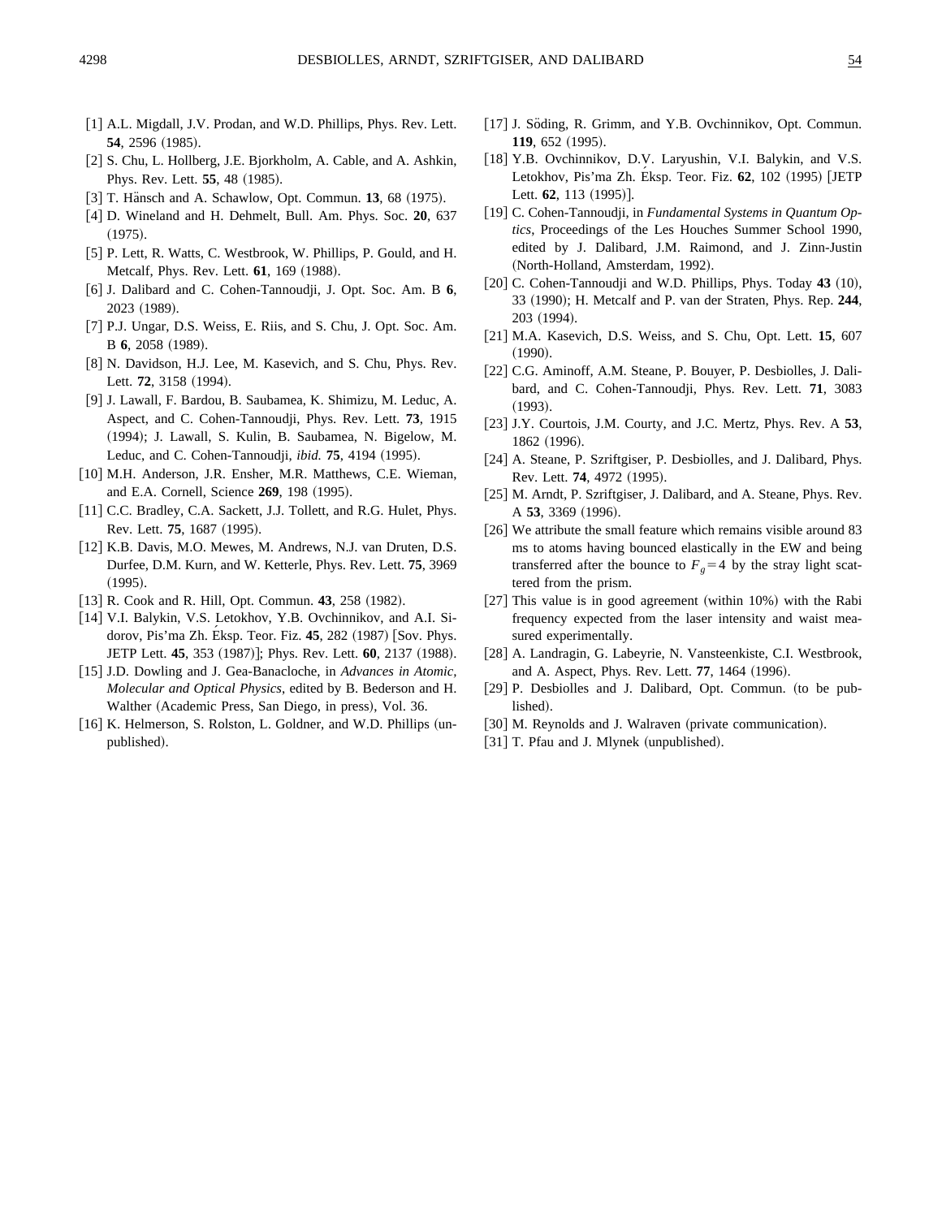[1] A.L. Migdall, J.V. Prodan, and W.D. Phillips, Phys. Rev. Lett. **54**, 2596 (1985).

[2] S. Chu, L. Hollberg, J.E. Bjorkholm, A. Cable, and A. Ashkin, Phys. Rev. Lett. **55**, 48 (1985).

[3] T. Hänsch and A. Schawlow, Opt. Commun. **13**, 68 (1975).

[4] D. Wineland and H. Dehmelt, Bull. Am. Phys. Soc. **20**, 637 (1975).

[5] P. Lett, R. Watts, C. Westbrook, W. Phillips, P. Gould, and H. Metcalf, Phys. Rev. Lett. **61**, 169 (1988).

[6] J. Dalibard and C. Cohen-Tannoudji, J. Opt. Soc. Am. B **6**, 2023 (1989).

[7] P.J. Ungar, D.S. Weiss, E. Riis, and S. Chu, J. Opt. Soc. Am. B **6**, 2058 (1989).

[8] N. Davidson, H.J. Lee, M. Kasevich, and S. Chu, Phys. Rev. Lett. **72**, 3158 (1994).

[9] J. Lawall, F. Bardou, B. Saubamea, K. Shimizu, M. Leduc, A. Aspect, and C. Cohen-Tannoudji, Phys. Rev. Lett. **73**, 1915 (1994); J. Lawall, S. Kulin, B. Saubamea, N. Bigelow, M. Leduc, and C. Cohen-Tannoudji, *ibid.* **75**, 4194 (1995).

[10] M.H. Anderson, J.R. Ensher, M.R. Matthews, C.E. Wieman, and E.A. Cornell, Science **269**, 198 (1995).

[11] C.C. Bradley, C.A. Sackett, J.J. Tollett, and R.G. Hulet, Phys. Rev. Lett. **75**, 1687 (1995).

[12] K.B. Davis, M.O. Mewes, M. Andrews, N.J. van Druten, D.S. Durfee, D.M. Kurn, and W. Ketterle, Phys. Rev. Lett. **75**, 3969 (1995).

[13] R. Cook and R. Hill, Opt. Commun. **43**, 258 (1982).

[14] V.I. Balykin, V.S. Letokhov, Y.B. Ovchinnikov, and A.I. Sidorov, Pis'ma Zh. Éksp. Teor. Fiz. **45**, 282 (1987) [Sov. Phys. JETP Lett. **45**, 353 (1987)]; Phys. Rev. Lett. **60**, 2137 (1988).

[15] J.D. Dowling and J. Gea-Banacloche, in *Advances in Atomic, Molecular and Optical Physics*, edited by B. Bederson and H. Walther (Academic Press, San Diego, in press), Vol. 36.

[16] K. Helmerson, S. Rolston, L. Goldner, and W.D. Phillips (unpublished).

[17] J. Söding, R. Grimm, and Y.B. Ovchinnikov, Opt. Commun. **119**, 652 (1995).

[18] Y.B. Ovchinnikov, D.V. Laryushin, V.I. Balykin, and V.S. Letokhov, Pis'ma Zh. Éksp. Teor. Fiz. **62**, 102 (1995) [JETP Lett. **62**, 113 (1995)].

[19] C. Cohen-Tannoudji, in *Fundamental Systems in Quantum Optics*, Proceedings of the Les Houches Summer School 1990, edited by J. Dalibard, J.M. Raimond, and J. Zinn-Justin (North-Holland, Amsterdam, 1992).

[20] C. Cohen-Tannoudji and W.D. Phillips, Phys. Today **43** (10), 33 (1990); H. Metcalf and P. van der Straten, Phys. Rep. **244**, 203 (1994).

[21] M.A. Kasevich, D.S. Weiss, and S. Chu, Opt. Lett. **15**, 607 (1990).

[22] C.G. Aminoff, A.M. Steane, P. Bouyer, P. Desbiolles, J. Dalibard, and C. Cohen-Tannoudji, Phys. Rev. Lett. **71**, 3083 (1993).

[23] J.Y. Courtois, J.M. Courty, and J.C. Mertz, Phys. Rev. A **53**, 1862 (1996).

[24] A. Steane, P. Szriftgiser, P. Desbiolles, and J. Dalibard, Phys. Rev. Lett. **74**, 4972 (1995).

[25] M. Arndt, P. Szriftgiser, J. Dalibard, and A. Steane, Phys. Rev. A **53**, 3369 (1996).

[26] We attribute the small feature which remains visible around 83 ms to atoms having bounced elastically in the EW and being transferred after the bounce to $F_g=4$ by the stray light scattered from the prism.

[27] This value is in good agreement (within 10%) with the Rabi frequency expected from the laser intensity and waist measured experimentally.

[28] A. Landragin, G. Labeyrie, N. Vansteenkiste, C.I. Westbrook, and A. Aspect, Phys. Rev. Lett. **77**, 1464 (1996).

[29] P. Desbiolles and J. Dalibard, Opt. Commun. (to be published).

[30] M. Reynolds and J. Walraven (private communication).

[31] T. Pfau and J. Mlynek (unpublished).